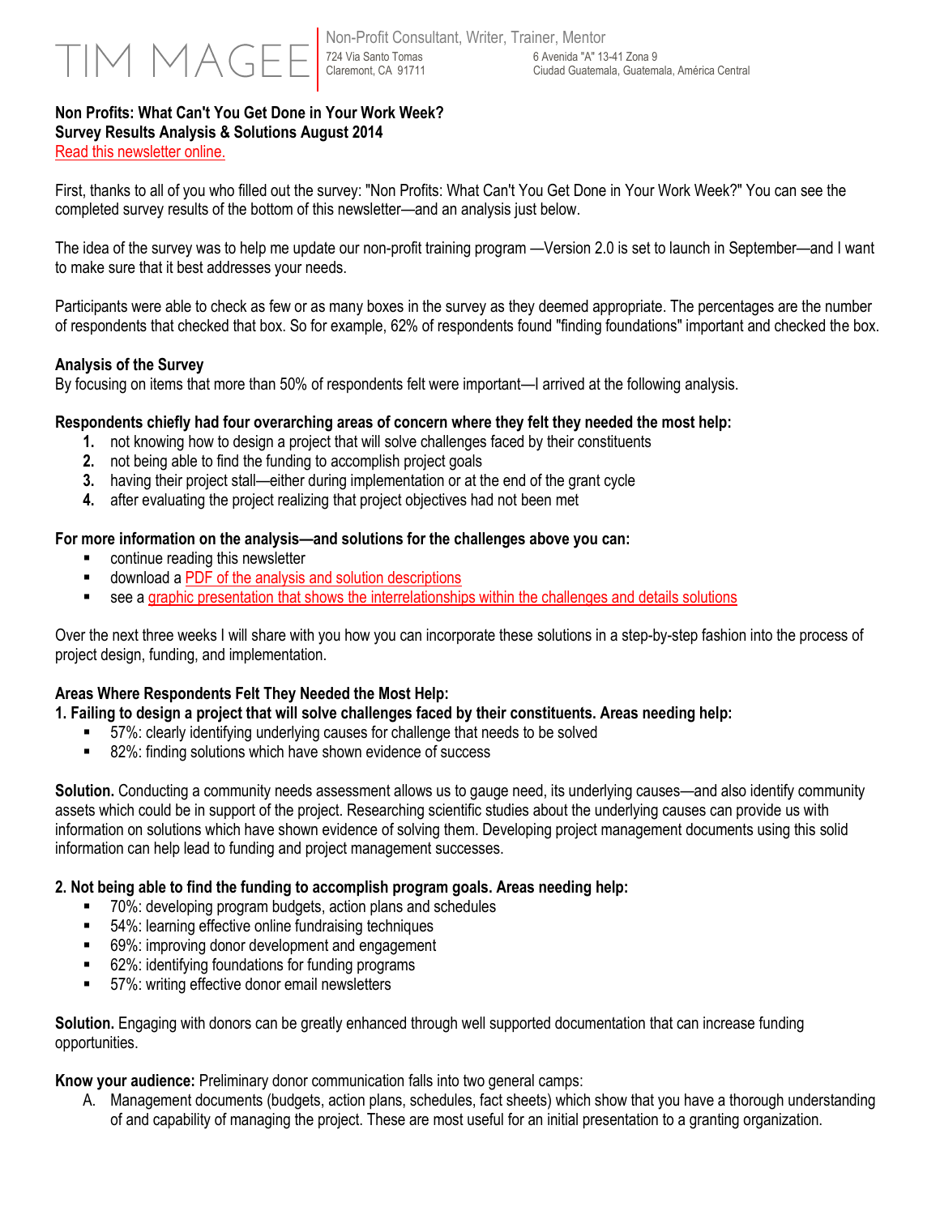# TIM MAGEE

Non-Profit Consultant, Writer, Trainer, Mentor

724 Via Santo Tomas
Claremont, CA 91711

6 Avenida "A" 13-41 Zona 9
Ciudad Guatemala, Guatemala, América Central

**Non Profits: What Can't You Get Done in Your Work Week?**
**Survey Results Analysis & Solutions August 2014**
Read this newsletter online.

First, thanks to all of you who filled out the survey: "Non Profits: What Can't You Get Done in Your Work Week?" You can see the completed survey results of the bottom of this newsletter—and an analysis just below.

The idea of the survey was to help me update our non-profit training program —Version 2.0 is set to launch in September—and I want to make sure that it best addresses your needs.

Participants were able to check as few or as many boxes in the survey as they deemed appropriate. The percentages are the number of respondents that checked that box. So for example, 62% of respondents found "finding foundations" important and checked the box.

**Analysis of the Survey**
By focusing on items that more than 50% of respondents felt were important—I arrived at the following analysis.

**Respondents chiefly had four overarching areas of concern where they felt they needed the most help:**

1. not knowing how to design a project that will solve challenges faced by their constituents
2. not being able to find the funding to accomplish project goals
3. having their project stall—either during implementation or at the end of the grant cycle
4. after evaluating the project realizing that project objectives had not been met

**For more information on the analysis—and solutions for the challenges above you can:**

- continue reading this newsletter
- download a PDF of the analysis and solution descriptions
- see a graphic presentation that shows the interrelationships within the challenges and details solutions

Over the next three weeks I will share with you how you can incorporate these solutions in a step-by-step fashion into the process of project design, funding, and implementation.

**Areas Where Respondents Felt They Needed the Most Help:**
**1. Failing to design a project that will solve challenges faced by their constituents. Areas needing help:**

- 57%: clearly identifying underlying causes for challenge that needs to be solved
- 82%: finding solutions which have shown evidence of success

**Solution.** Conducting a community needs assessment allows us to gauge need, its underlying causes—and also identify community assets which could be in support of the project. Researching scientific studies about the underlying causes can provide us with information on solutions which have shown evidence of solving them. Developing project management documents using this solid information can help lead to funding and project management successes.

**2. Not being able to find the funding to accomplish program goals. Areas needing help:**

- 70%: developing program budgets, action plans and schedules
- 54%: learning effective online fundraising techniques
- 69%: improving donor development and engagement
- 62%: identifying foundations for funding programs
- 57%: writing effective donor email newsletters

**Solution.** Engaging with donors can be greatly enhanced through well supported documentation that can increase funding opportunities.

**Know your audience:** Preliminary donor communication falls into two general camps:

A. Management documents (budgets, action plans, schedules, fact sheets) which show that you have a thorough understanding of and capability of managing the project. These are most useful for an initial presentation to a granting organization.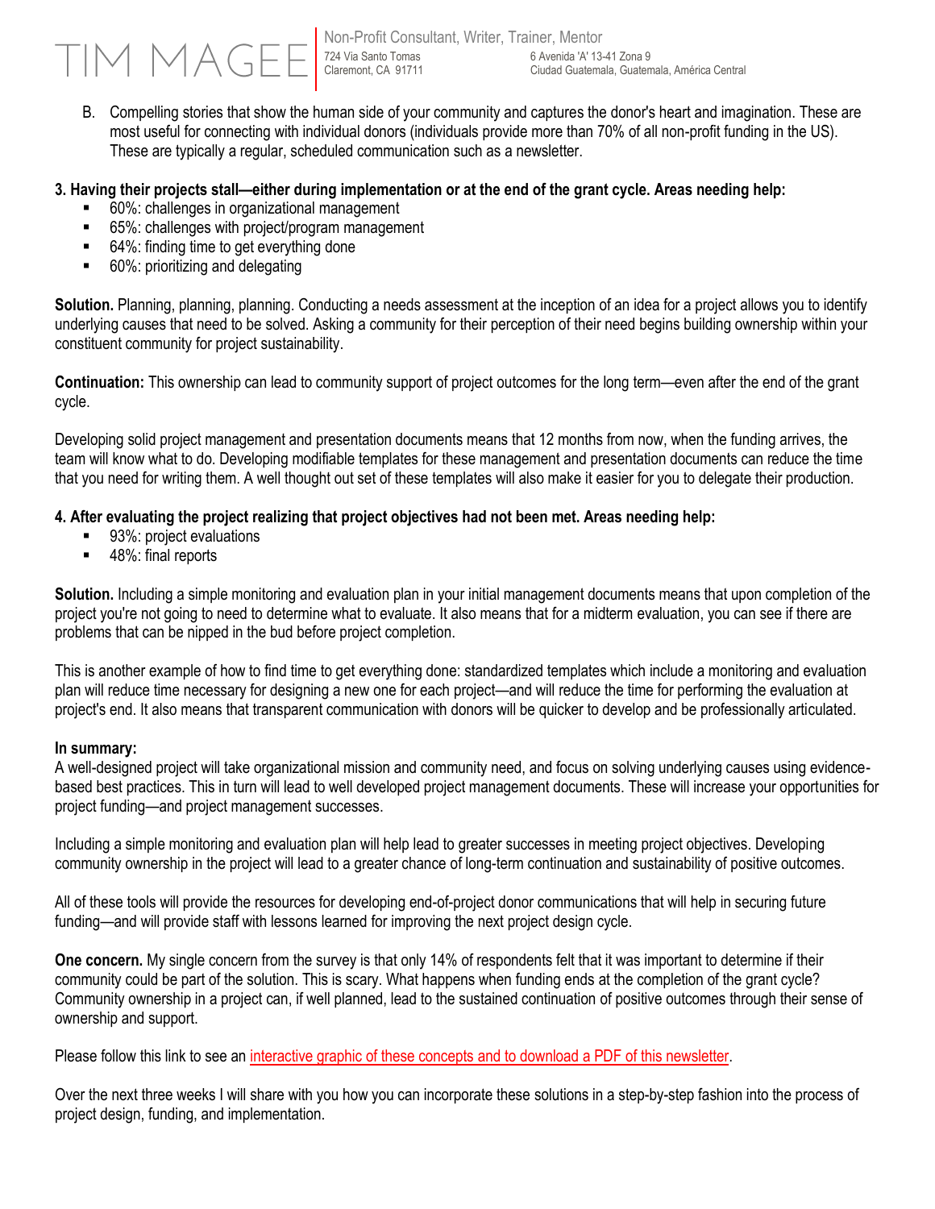B. Compelling stories that show the human side of your community and captures the donor's heart and imagination. These are most useful for connecting with individual donors (individuals provide more than 70% of all non-profit funding in the US). These are typically a regular, scheduled communication such as a newsletter.

**3. Having their projects stall—either during implementation or at the end of the grant cycle. Areas needing help:**

- 60%: challenges in organizational management
- 65%: challenges with project/program management
- 64%: finding time to get everything done
- 60%: prioritizing and delegating

**Solution.** Planning, planning, planning. Conducting a needs assessment at the inception of an idea for a project allows you to identify underlying causes that need to be solved. Asking a community for their perception of their need begins building ownership within your constituent community for project sustainability.

**Continuation:** This ownership can lead to community support of project outcomes for the long term—even after the end of the grant cycle.

Developing solid project management and presentation documents means that 12 months from now, when the funding arrives, the team will know what to do. Developing modifiable templates for these management and presentation documents can reduce the time that you need for writing them. A well thought out set of these templates will also make it easier for you to delegate their production.

**4. After evaluating the project realizing that project objectives had not been met. Areas needing help:**

- 93%: project evaluations
- 48%: final reports

**Solution.** Including a simple monitoring and evaluation plan in your initial management documents means that upon completion of the project you're not going to need to determine what to evaluate. It also means that for a midterm evaluation, you can see if there are problems that can be nipped in the bud before project completion.

This is another example of how to find time to get everything done: standardized templates which include a monitoring and evaluation plan will reduce time necessary for designing a new one for each project—and will reduce the time for performing the evaluation at project's end. It also means that transparent communication with donors will be quicker to develop and be professionally articulated.

**In summary:**

A well-designed project will take organizational mission and community need, and focus on solving underlying causes using evidence-based best practices. This in turn will lead to well developed project management documents. These will increase your opportunities for project funding—and project management successes.

Including a simple monitoring and evaluation plan will help lead to greater successes in meeting project objectives. Developing community ownership in the project will lead to a greater chance of long-term continuation and sustainability of positive outcomes.

All of these tools will provide the resources for developing end-of-project donor communications that will help in securing future funding—and will provide staff with lessons learned for improving the next project design cycle.

**One concern.** My single concern from the survey is that only 14% of respondents felt that it was important to determine if their community could be part of the solution. This is scary. What happens when funding ends at the completion of the grant cycle? Community ownership in a project can, if well planned, lead to the sustained continuation of positive outcomes through their sense of ownership and support.

Please follow this link to see an interactive graphic of these concepts and to download a PDF of this newsletter.

Over the next three weeks I will share with you how you can incorporate these solutions in a step-by-step fashion into the process of project design, funding, and implementation.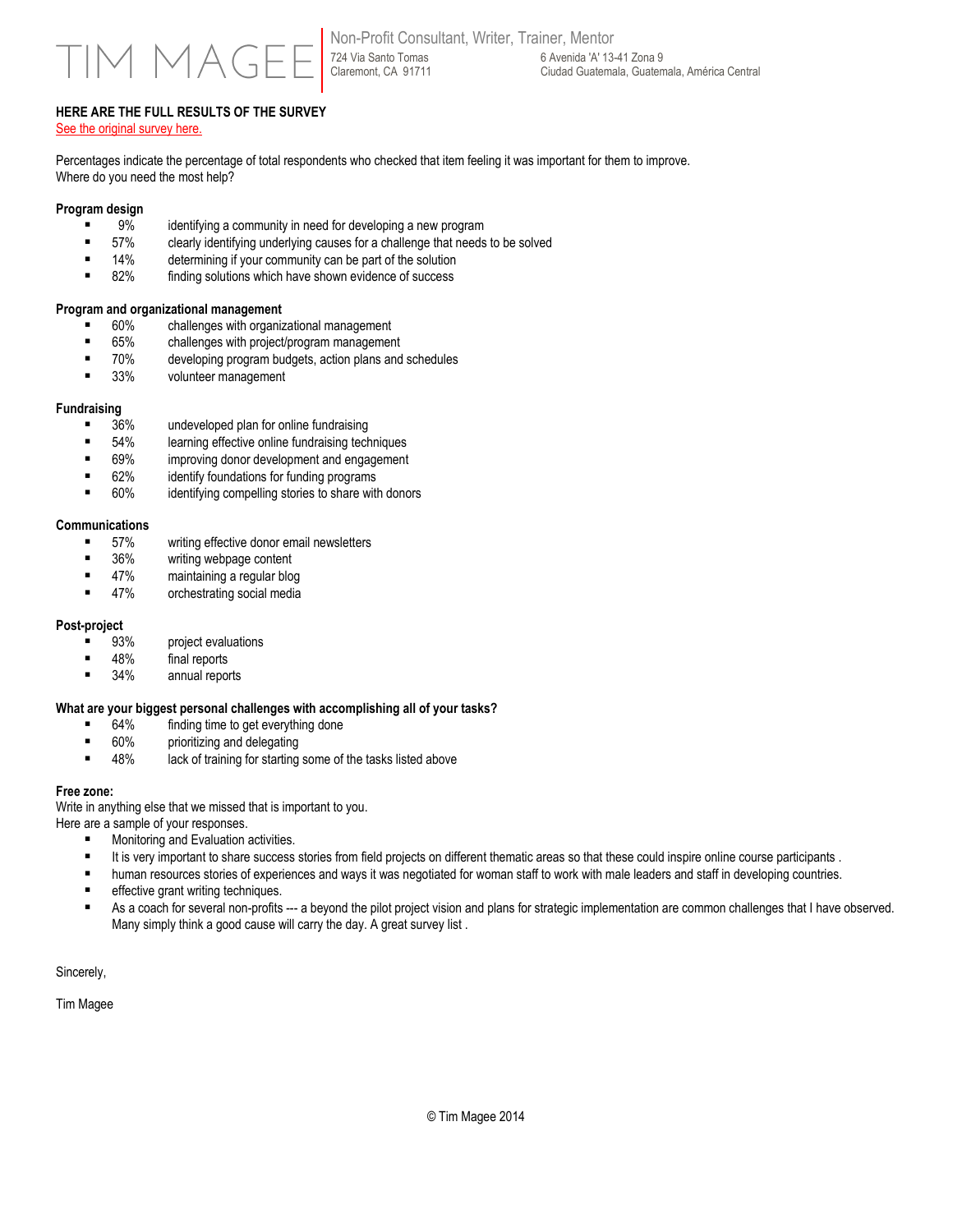# TIM MAGEE

Non-Profit Consultant, Writer, Trainer, Mentor

724 Via Santo Tomas
Claremont, CA 91711

6 Avenida 'A' 13-41 Zona 9
Ciudad Guatemala, Guatemala, América Central

**HERE ARE THE FULL RESULTS OF THE SURVEY**

See the original survey here.

Percentages indicate the percentage of total respondents who checked that item feeling it was important for them to improve.
Where do you need the most help?

**Program design**

- 9% identifying a community in need for developing a new program
- 57% clearly identifying underlying causes for a challenge that needs to be solved
- 14% determining if your community can be part of the solution
- 82% finding solutions which have shown evidence of success

**Program and organizational management**

- 60% challenges with organizational management
- 65% challenges with project/program management
- 70% developing program budgets, action plans and schedules
- 33% volunteer management

**Fundraising**

- 36% undeveloped plan for online fundraising
- 54% learning effective online fundraising techniques
- 69% improving donor development and engagement
- 62% identify foundations for funding programs
- 60% identifying compelling stories to share with donors

**Communications**

- 57% writing effective donor email newsletters
- 36% writing webpage content
- 47% maintaining a regular blog
- 47% orchestrating social media

**Post-project**

- 93% project evaluations
- 48% final reports
- 34% annual reports

**What are your biggest personal challenges with accomplishing all of your tasks?**

- 64% finding time to get everything done
- 60% prioritizing and delegating
- 48% lack of training for starting some of the tasks listed above

**Free zone:**

Write in anything else that we missed that is important to you.
Here are a sample of your responses.

- Monitoring and Evaluation activities.
- It is very important to share success stories from field projects on different thematic areas so that these could inspire online course participants .
- human resources stories of experiences and ways it was negotiated for woman staff to work with male leaders and staff in developing countries.
- effective grant writing techniques.
- As a coach for several non-profits --- a beyond the pilot project vision and plans for strategic implementation are common challenges that I have observed. Many simply think a good cause will carry the day. A great survey list .

Sincerely,

Tim Magee

© Tim Magee 2014